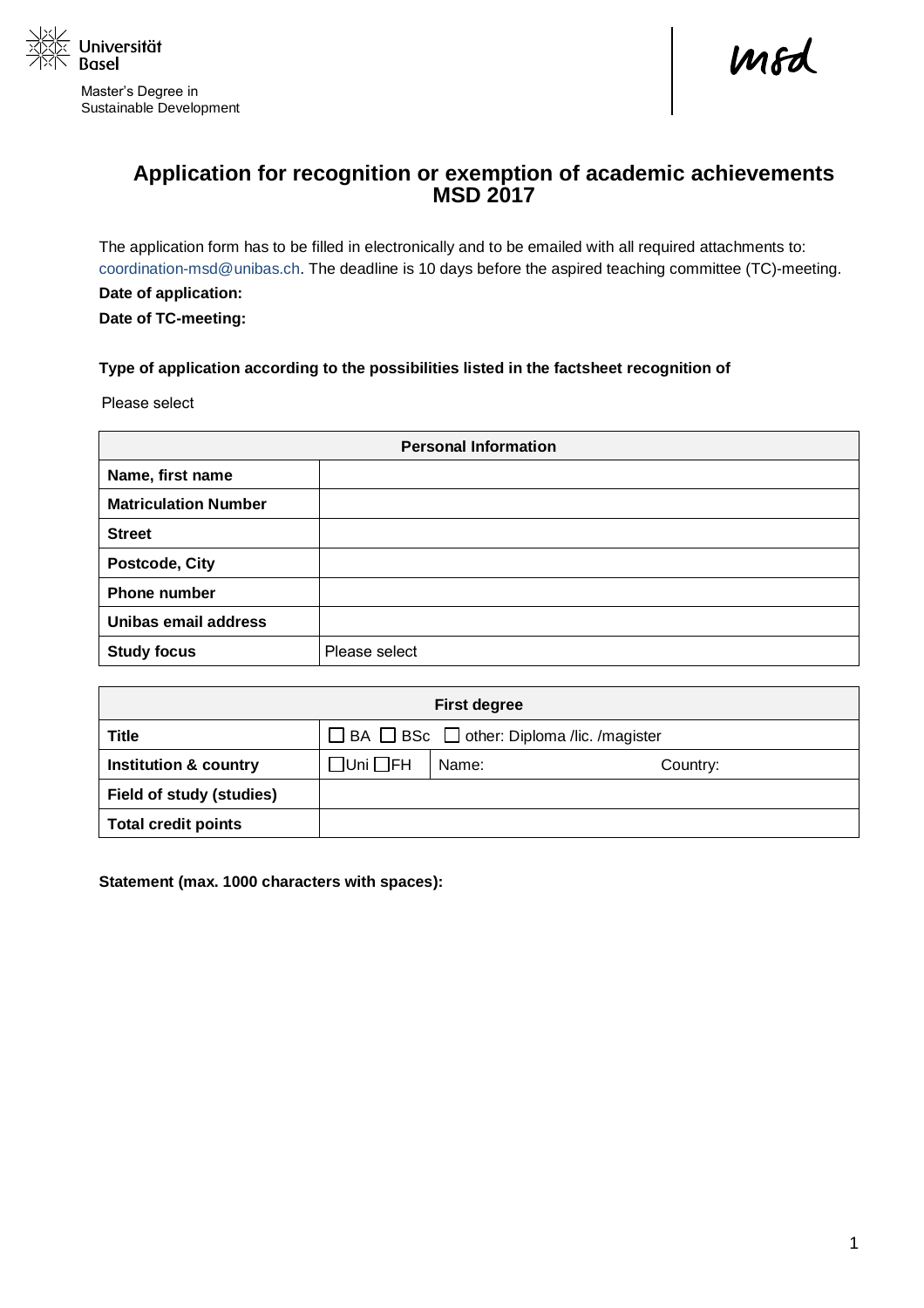Universität Basel

Master's Degree in Sustainable Development

msd

# Application for recognition or exemption of academic achievements MSD 2017

The application form has to be filled in electronically and to be emailed with all required attachments to: coordination-msd@unibas.ch. The deadline is 10 days before the aspired teaching committee (TC)-meeting.

**Date of application:**

**Date of TC-meeting:**

**Type of application according to the possibilities listed in the factsheet recognition of**

Please select

| Personal Information | |
|---|---|
| **Name, first name** | |
| **Matriculation Number** | |
| **Street** | |
| **Postcode, City** | |
| **Phone number** | |
| **Unibas email address** | |
| **Study focus** | Please select |

| First degree | | | |
|---|---|---|---|
| **Title** | ☐ BA ☐ BSc ☐ other: Diploma /lic. /magister | | |
| **Institution & country** | ☐Uni ☐FH | Name: | Country: |
| **Field of study (studies)** | | | |
| **Total credit points** | | | |

**Statement (max. 1000 characters with spaces):**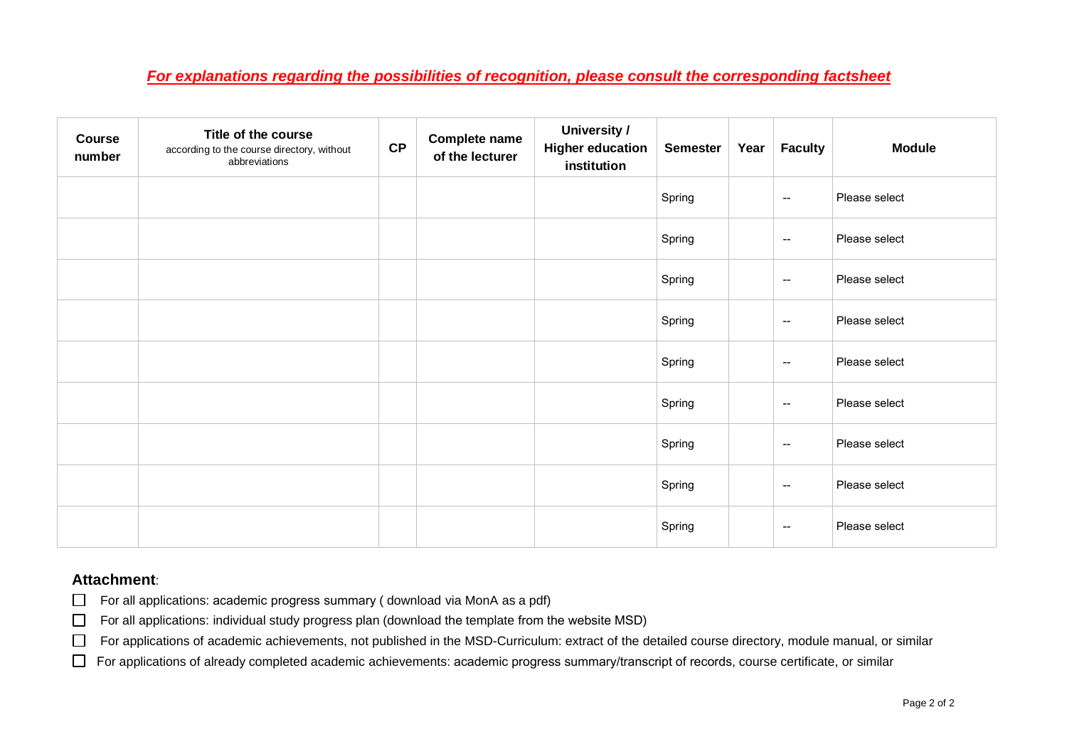***For explanations regarding the possibilities of recognition, please consult the corresponding factsheet***

| **Course number** | **Title of the course** according to the course directory, without abbreviations | **CP** | **Complete name of the lecturer** | **University / Higher education institution** | **Semester** | **Year** | **Faculty** | **Module** |
|---|---|---|---|---|---|---|---|---|
| | | | | | Spring | | -- | Please select |
| | | | | | Spring | | -- | Please select |
| | | | | | Spring | | -- | Please select |
| | | | | | Spring | | -- | Please select |
| | | | | | Spring | | -- | Please select |
| | | | | | Spring | | -- | Please select |
| | | | | | Spring | | -- | Please select |
| | | | | | Spring | | -- | Please select |
| | | | | | Spring | | -- | Please select |

**Attachment**:

- ☐ For all applications: academic progress summary ( download via MonA as a pdf)
- ☐ For all applications: individual study progress plan (download the template from the website MSD)
- ☐ For applications of academic achievements, not published in the MSD-Curriculum: extract of the detailed course directory, module manual, or similar
- ☐ For applications of already completed academic achievements: academic progress summary/transcript of records, course certificate, or similar